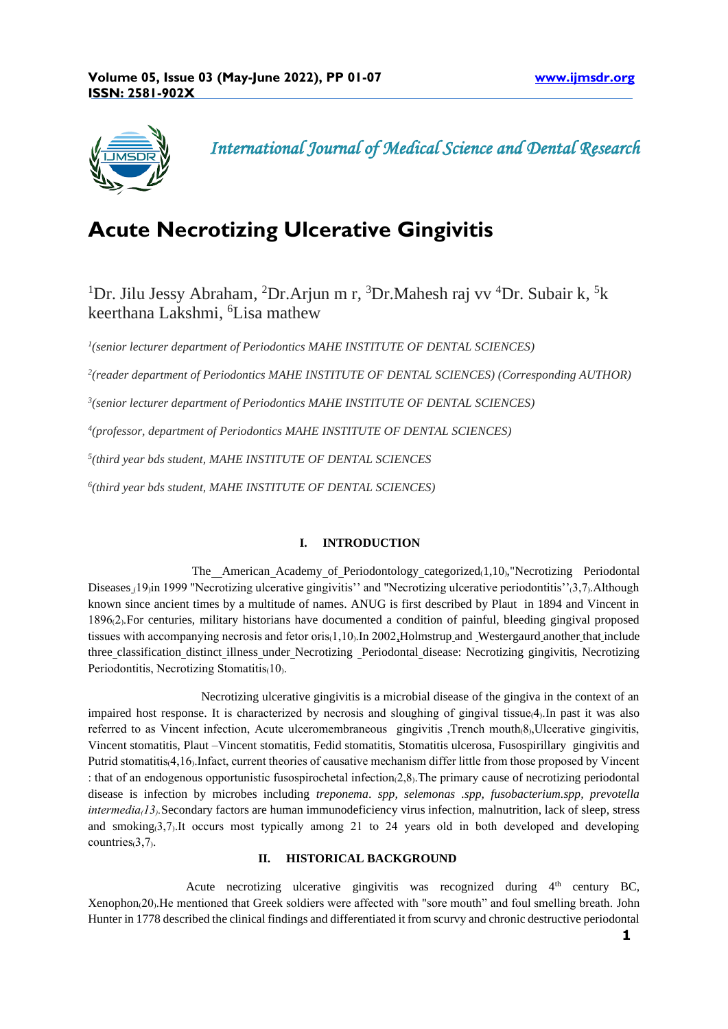# Acute Necrotizing Ulcerative Gingivitis

[1]Dr. Jilu Jessy Abraham, [2]Dr.Arjun m r, [3]Dr.Mahesh raj vv [4]Dr. Subair k, [5]k keerthana Lakshmi, [6]Lisa mathew

*[1](senior lecturer department of Periodontics MAHE INSTITUTE OF DENTAL SCIENCES)*

*[2](reader department of Periodontics MAHE INSTITUTE OF DENTAL SCIENCES) (Corresponding AUTHOR)*

*[3](senior lecturer department of Periodontics MAHE INSTITUTE OF DENTAL SCIENCES)*

*[4](professor, department of Periodontics MAHE INSTITUTE OF DENTAL SCIENCES)*

*[5](third year bds student, MAHE INSTITUTE OF DENTAL SCIENCES*

*[6](third year bds student, MAHE INSTITUTE OF DENTAL SCIENCES)*

## I. INTRODUCTION

The American Academy of Periodontology categorized(1,10),"Necrotizing Periodontal Diseases (19)in 1999 "Necrotizing ulcerative gingivitis'' and "Necrotizing ulcerative periodontitis''(3,7).Although known since ancient times by a multitude of names. ANUG is first described by Plaut in 1894 and Vincent in 1896(2).For centuries, military historians have documented a condition of painful, bleeding gingival proposed tissues with accompanying necrosis and fetor oris(1,10).In 2002,Holmstrup and Westergaurd another that include three classification distinct illness under Necrotizing Periodontal disease: Necrotizing gingivitis, Necrotizing Periodontitis, Necrotizing Stomatitis(10).

Necrotizing ulcerative gingivitis is a microbial disease of the gingiva in the context of an impaired host response. It is characterized by necrosis and sloughing of gingival tissue(4).In past it was also referred to as Vincent infection, Acute ulceromembraneous gingivitis ,Trench mouth(8),Ulcerative gingivitis, Vincent stomatitis, Plaut –Vincent stomatitis, Fedid stomatitis, Stomatitis ulcerosa, Fusospirillary gingivitis and Putrid stomatitis(4,16).Infact, current theories of causative mechanism differ little from those proposed by Vincent : that of an endogenous opportunistic fusospirochetal infection(2,8).The primary cause of necrotizing periodontal disease is infection by microbes including *treponema. spp, selemonas .spp, fusobacterium.spp, prevotella intermedia(13).*Secondary factors are human immunodeficiency virus infection, malnutrition, lack of sleep, stress and smoking(3,7).It occurs most typically among 21 to 24 years old in both developed and developing countries(3,7).

## II. HISTORICAL BACKGROUND

Acute necrotizing ulcerative gingivitis was recognized during $4^{th}$ century BC, Xenophon(20).He mentioned that Greek soldiers were affected with "sore mouth" and foul smelling breath. John Hunter in 1778 described the clinical findings and differentiated it from scurvy and chronic destructive periodontal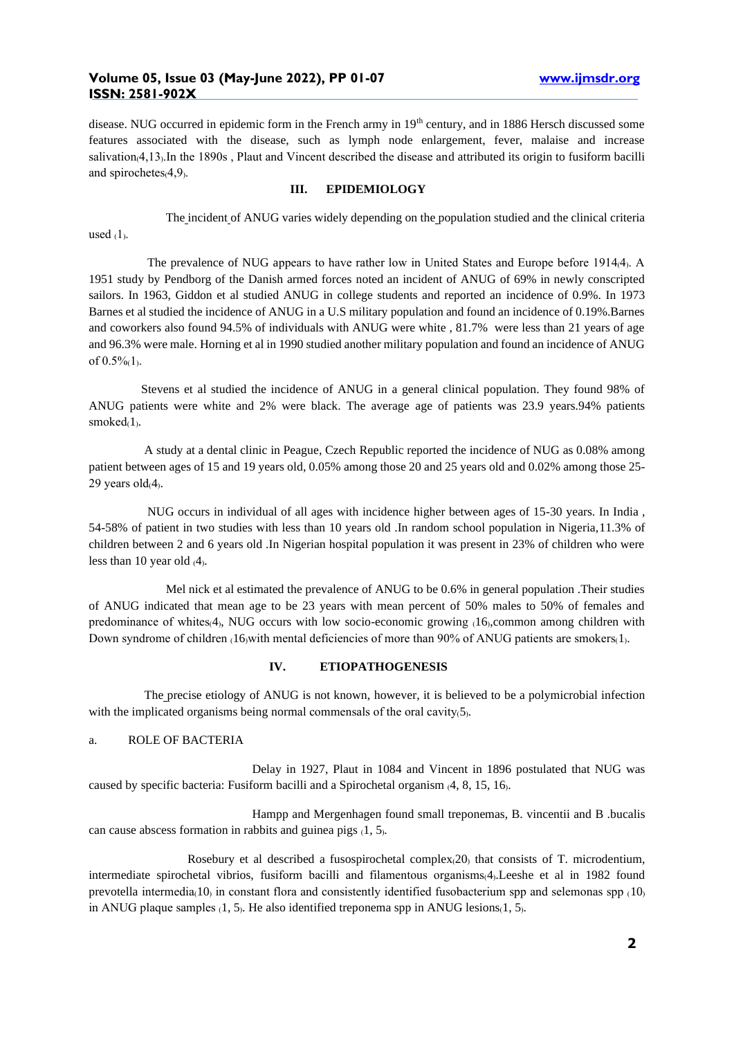disease. NUG occurred in epidemic form in the French army in 19th century, and in 1886 Hersch discussed some features associated with the disease, such as lymph node enlargement, fever, malaise and increase salivation(4,13).In the 1890s , Plaut and Vincent described the disease and attributed its origin to fusiform bacilli and spirochetes(4,9).

## III. EPIDEMIOLOGY

The incident of ANUG varies widely depending on the population studied and the clinical criteria used (1).

The prevalence of NUG appears to have rather low in United States and Europe before 1914(4). A 1951 study by Pendborg of the Danish armed forces noted an incident of ANUG of 69% in newly conscripted sailors. In 1963, Giddon et al studied ANUG in college students and reported an incidence of 0.9%. In 1973 Barnes et al studied the incidence of ANUG in a U.S military population and found an incidence of 0.19%.Barnes and coworkers also found 94.5% of individuals with ANUG were white , 81.7% were less than 21 years of age and 96.3% were male. Horning et al in 1990 studied another military population and found an incidence of ANUG of 0.5%(1).

Stevens et al studied the incidence of ANUG in a general clinical population. They found 98% of ANUG patients were white and 2% were black. The average age of patients was 23.9 years.94% patients smoked(1).

A study at a dental clinic in Peague, Czech Republic reported the incidence of NUG as 0.08% among patient between ages of 15 and 19 years old, 0.05% among those 20 and 25 years old and 0.02% among those 25-29 years old(4).

NUG occurs in individual of all ages with incidence higher between ages of 15-30 years. In India , 54-58% of patient in two studies with less than 10 years old .In random school population in Nigeria,11.3% of children between 2 and 6 years old .In Nigerian hospital population it was present in 23% of children who were less than 10 year old (4).

Mel nick et al estimated the prevalence of ANUG to be 0.6% in general population .Their studies of ANUG indicated that mean age to be 23 years with mean percent of 50% males to 50% of females and predominance of whites(4), NUG occurs with low socio-economic growing (16),common among children with Down syndrome of children (16)with mental deficiencies of more than 90% of ANUG patients are smokers(1).

## IV. ETIOPATHOGENESIS

The precise etiology of ANUG is not known, however, it is believed to be a polymicrobial infection with the implicated organisms being normal commensals of the oral cavity(5).

### a. ROLE OF BACTERIA

Delay in 1927, Plaut in 1084 and Vincent in 1896 postulated that NUG was caused by specific bacteria: Fusiform bacilli and a Spirochetal organism (4, 8, 15, 16).

Hampp and Mergenhagen found small treponemas, B. vincentii and B .bucalis can cause abscess formation in rabbits and guinea pigs (1, 5).

Rosebury et al described a fusospirochetal complex(20) that consists of T. microdentium, intermediate spirochetal vibrios, fusiform bacilli and filamentous organisms(4).Leeshe et al in 1982 found prevotella intermedia(10) in constant flora and consistently identified fusobacterium spp and selemonas spp (10) in ANUG plaque samples (1, 5). He also identified treponema spp in ANUG lesions(1, 5).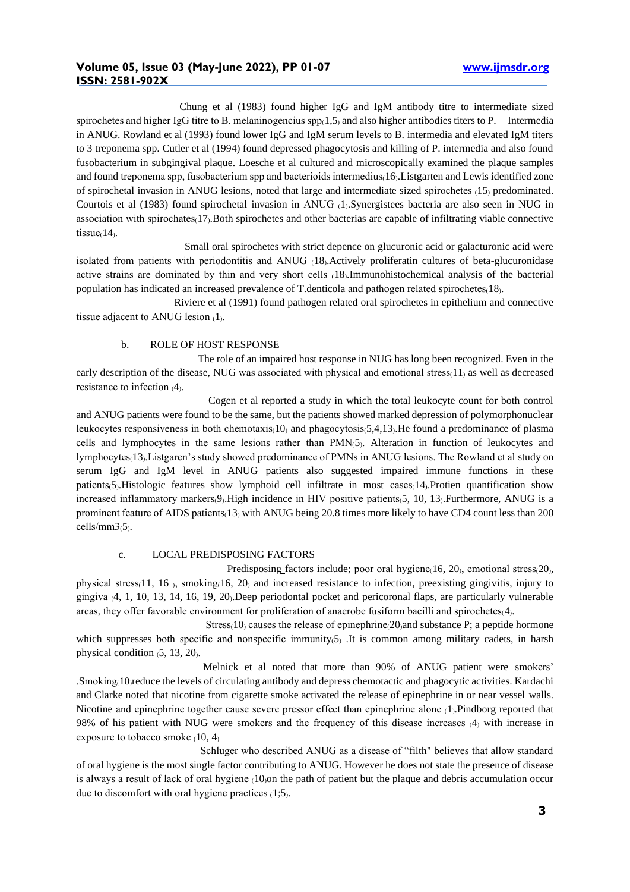Chung et al (1983) found higher IgG and IgM antibody titre to intermediate sized spirochetes and higher IgG titre to B. melaninogencius spp(1,5) and also higher antibodies titers to P. Intermedia in ANUG. Rowland et al (1993) found lower IgG and IgM serum levels to B. intermedia and elevated IgM titers to 3 treponema spp. Cutler et al (1994) found depressed phagocytosis and killing of P. intermedia and also found fusobacterium in subgingival plaque. Loesche et al cultured and microscopically examined the plaque samples and found treponema spp, fusobacterium spp and bacterioids intermedius(16).Listgarten and Lewis identified zone of spirochetal invasion in ANUG lesions, noted that large and intermediate sized spirochetes (15) predominated. Courtois et al (1983) found spirochetal invasion in ANUG (1).Synergistees bacteria are also seen in NUG in association with spirochates(17).Both spirochetes and other bacterias are capable of infiltrating viable connective tissue(14).

Small oral spirochetes with strict depence on glucuronic acid or galacturonic acid were isolated from patients with periodontitis and ANUG (18).Actively proliferatin cultures of beta-glucuronidase active strains are dominated by thin and very short cells (18).Immunohistochemical analysis of the bacterial population has indicated an increased prevalence of T.denticola and pathogen related spirochetes(18).

Riviere et al (1991) found pathogen related oral spirochetes in epithelium and connective tissue adjacent to ANUG lesion (1).

b. ROLE OF HOST RESPONSE

The role of an impaired host response in NUG has long been recognized. Even in the early description of the disease, NUG was associated with physical and emotional stress(11) as well as decreased resistance to infection (4).

Cogen et al reported a study in which the total leukocyte count for both control and ANUG patients were found to be the same, but the patients showed marked depression of polymorphonuclear leukocytes responsiveness in both chemotaxis(10) and phagocytosis(5,4,13).He found a predominance of plasma cells and lymphocytes in the same lesions rather than PMN(5). Alteration in function of leukocytes and lymphocytes(13).Listgaren's study showed predominance of PMNs in ANUG lesions. The Rowland et al study on serum IgG and IgM level in ANUG patients also suggested impaired immune functions in these patients(5).Histologic features show lymphoid cell infiltrate in most cases(14).Protien quantification show increased inflammatory markers(9).High incidence in HIV positive patients(5, 10, 13).Furthermore, ANUG is a prominent feature of AIDS patients(13) with ANUG being 20.8 times more likely to have CD4 count less than 200 cells/mm3(5).

c. LOCAL PREDISPOSING FACTORS

Predisposing factors include; poor oral hygiene(16, 20), emotional stress(20), physical stress(11, 16 ), smoking(16, 20) and increased resistance to infection, preexisting gingivitis, injury to gingiva (4, 1, 10, 13, 14, 16, 19, 20).Deep periodontal pocket and pericoronal flaps, are particularly vulnerable areas, they offer favorable environment for proliferation of anaerobe fusiform bacilli and spirochetes(4).

Stress(10) causes the release of epinephrine(20)and substance P; a peptide hormone which suppresses both specific and nonspecific immunity(5) .It is common among military cadets, in harsh physical condition (5, 13, 20).

Melnick et al noted that more than 90% of ANUG patient were smokers' .Smoking(10)reduce the levels of circulating antibody and depress chemotactic and phagocytic activities. Kardachi and Clarke noted that nicotine from cigarette smoke activated the release of epinephrine in or near vessel walls. Nicotine and epinephrine together cause severe pressor effect than epinephrine alone (1).Pindborg reported that 98% of his patient with NUG were smokers and the frequency of this disease increases (4) with increase in exposure to tobacco smoke (10, 4)

Schluger who described ANUG as a disease of "filth" believes that allow standard of oral hygiene is the most single factor contributing to ANUG. However he does not state the presence of disease is always a result of lack of oral hygiene (10)on the path of patient but the plaque and debris accumulation occur due to discomfort with oral hygiene practices (1;5).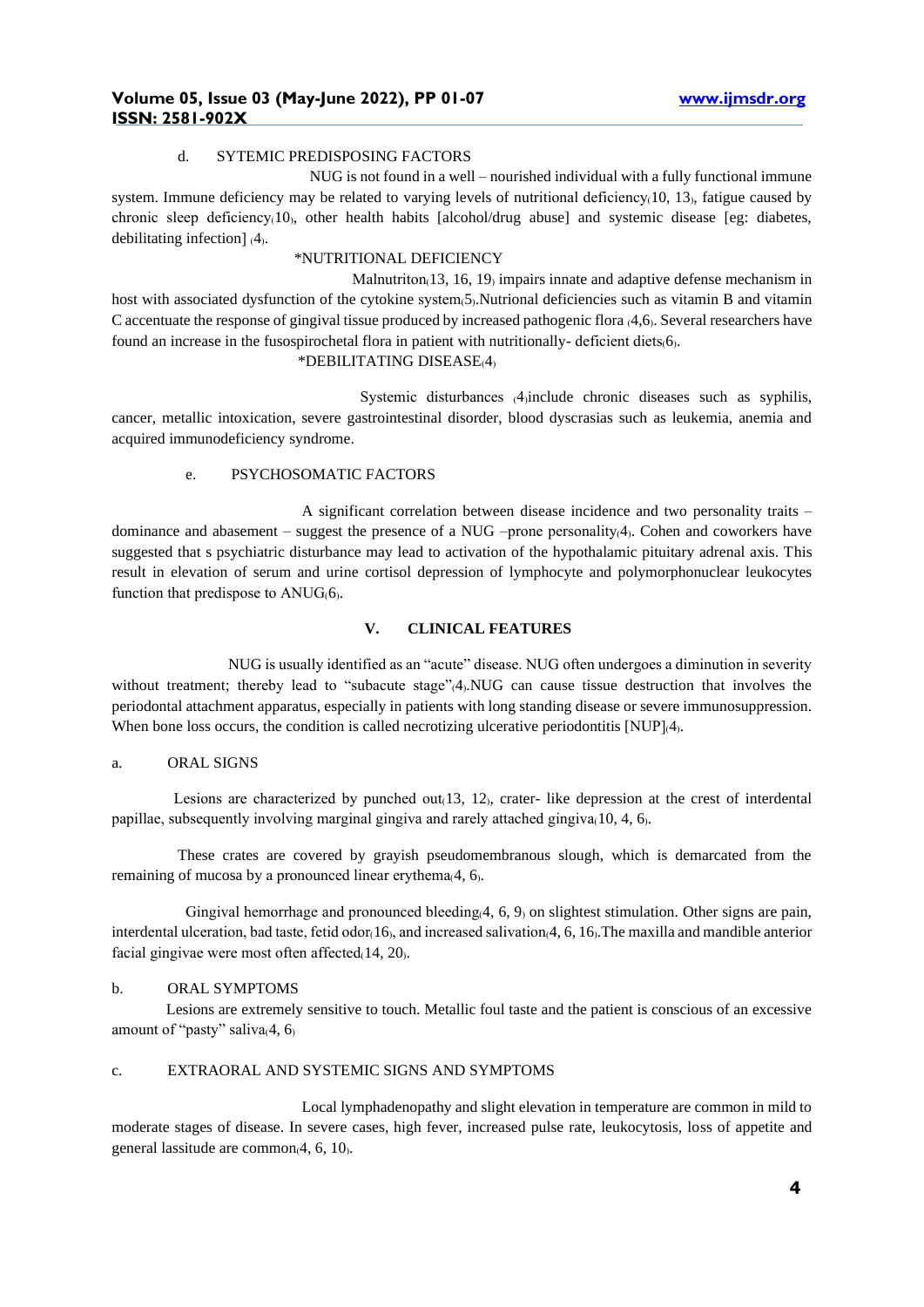d. SYTEMIC PREDISPOSING FACTORS

NUG is not found in a well – nourished individual with a fully functional immune system. Immune deficiency may be related to varying levels of nutritional deficiency(10, 13), fatigue caused by chronic sleep deficiency(10), other health habits [alcohol/drug abuse] and systemic disease [eg: diabetes, debilitating infection] (4).

*NUTRITIONAL DEFICIENCY

Malnutriton(13, 16, 19) impairs innate and adaptive defense mechanism in host with associated dysfunction of the cytokine system(5).Nutrional deficiencies such as vitamin B and vitamin C accentuate the response of gingival tissue produced by increased pathogenic flora (4,6). Several researchers have found an increase in the fusospirochetal flora in patient with nutritionally- deficient diets(6).

*DEBILITATING DISEASE(4)

Systemic disturbances (4)include chronic diseases such as syphilis, cancer, metallic intoxication, severe gastrointestinal disorder, blood dyscrasias such as leukemia, anemia and acquired immunodeficiency syndrome.

e. PSYCHOSOMATIC FACTORS

A significant correlation between disease incidence and two personality traits – dominance and abasement – suggest the presence of a NUG –prone personality(4). Cohen and coworkers have suggested that s psychiatric disturbance may lead to activation of the hypothalamic pituitary adrenal axis. This result in elevation of serum and urine cortisol depression of lymphocyte and polymorphonuclear leukocytes function that predispose to ANUG(6).

## V. CLINICAL FEATURES

NUG is usually identified as an "acute" disease. NUG often undergoes a diminution in severity without treatment; thereby lead to "subacute stage"(4).NUG can cause tissue destruction that involves the periodontal attachment apparatus, especially in patients with long standing disease or severe immunosuppression. When bone loss occurs, the condition is called necrotizing ulcerative periodontitis [NUP](4).

a. ORAL SIGNS

Lesions are characterized by punched out(13, 12), crater- like depression at the crest of interdental papillae, subsequently involving marginal gingiva and rarely attached gingiva(10, 4, 6).

These crates are covered by grayish pseudomembranous slough, which is demarcated from the remaining of mucosa by a pronounced linear erythema(4, 6).

Gingival hemorrhage and pronounced bleeding(4, 6, 9) on slightest stimulation. Other signs are pain, interdental ulceration, bad taste, fetid odor(16), and increased salivation(4, 6, 16).The maxilla and mandible anterior facial gingivae were most often affected(14, 20).

b. ORAL SYMPTOMS

Lesions are extremely sensitive to touch. Metallic foul taste and the patient is conscious of an excessive amount of "pasty" saliva(4, 6)

c. EXTRAORAL AND SYSTEMIC SIGNS AND SYMPTOMS

Local lymphadenopathy and slight elevation in temperature are common in mild to moderate stages of disease. In severe cases, high fever, increased pulse rate, leukocytosis, loss of appetite and general lassitude are common(4, 6, 10).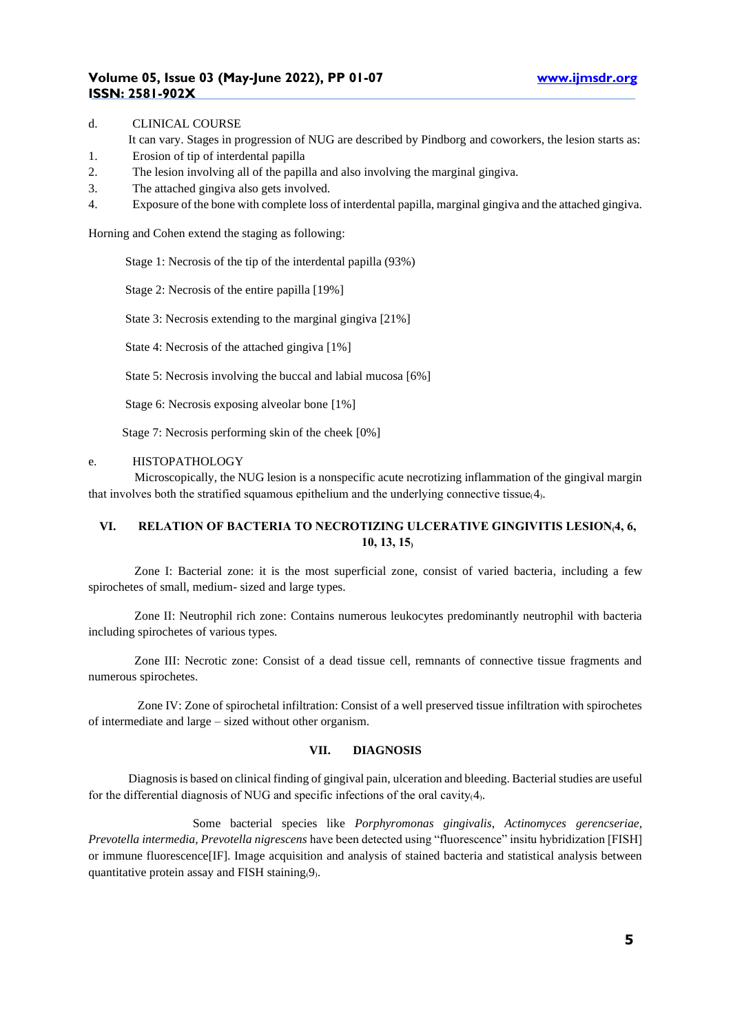d. CLINICAL COURSE

It can vary. Stages in progression of NUG are described by Pindborg and coworkers, the lesion starts as:

1. Erosion of tip of interdental papilla
2. The lesion involving all of the papilla and also involving the marginal gingiva.
3. The attached gingiva also gets involved.
4. Exposure of the bone with complete loss of interdental papilla, marginal gingiva and the attached gingiva.

Horning and Cohen extend the staging as following:

Stage 1: Necrosis of the tip of the interdental papilla (93%)

Stage 2: Necrosis of the entire papilla [19%]

State 3: Necrosis extending to the marginal gingiva [21%]

State 4: Necrosis of the attached gingiva [1%]

State 5: Necrosis involving the buccal and labial mucosa [6%]

Stage 6: Necrosis exposing alveolar bone [1%]

Stage 7: Necrosis performing skin of the cheek [0%]

e. HISTOPATHOLOGY

Microscopically, the NUG lesion is a nonspecific acute necrotizing inflammation of the gingival margin that involves both the stratified squamous epithelium and the underlying connective tissue(4).

## VI. RELATION OF BACTERIA TO NECROTIZING ULCERATIVE GINGIVITIS LESION(4, 6, 10, 13, 15)

Zone I: Bacterial zone: it is the most superficial zone, consist of varied bacteria, including a few spirochetes of small, medium- sized and large types.

Zone II: Neutrophil rich zone: Contains numerous leukocytes predominantly neutrophil with bacteria including spirochetes of various types.

Zone III: Necrotic zone: Consist of a dead tissue cell, remnants of connective tissue fragments and numerous spirochetes.

Zone IV: Zone of spirochetal infiltration: Consist of a well preserved tissue infiltration with spirochetes of intermediate and large – sized without other organism.

## VII. DIAGNOSIS

Diagnosis is based on clinical finding of gingival pain, ulceration and bleeding. Bacterial studies are useful for the differential diagnosis of NUG and specific infections of the oral cavity(4).

Some bacterial species like *Porphyromonas gingivalis*, *Actinomyces gerencseriae, Prevotella intermedia, Prevotella nigrescens* have been detected using "fluorescence" insitu hybridization [FISH] or immune fluorescence[IF]. Image acquisition and analysis of stained bacteria and statistical analysis between quantitative protein assay and FISH staining(9).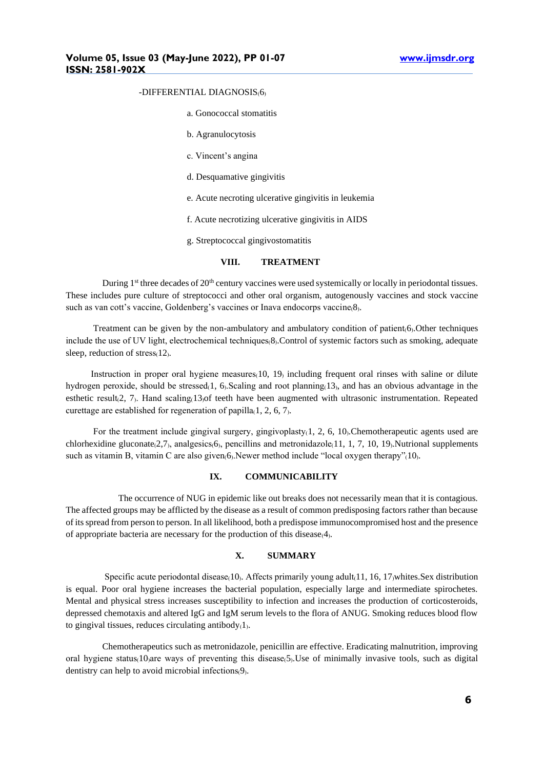-DIFFERENTIAL DIAGNOSIS(6)

a. Gonococcal stomatitis

b. Agranulocytosis

c. Vincent's angina

d. Desquamative gingivitis

e. Acute necroting ulcerative gingivitis in leukemia

f. Acute necrotizing ulcerative gingivitis in AIDS

g. Streptococcal gingivostomatitis

## VIII. TREATMENT

During 1st three decades of 20th century vaccines were used systemically or locally in periodontal tissues. These includes pure culture of streptococci and other oral organism, autogenously vaccines and stock vaccine such as van cott's vaccine, Goldenberg's vaccines or Inava endocorps vaccine(8).

Treatment can be given by the non-ambulatory and ambulatory condition of patient(6).Other techniques include the use of UV light, electrochemical techniques(8).Control of systemic factors such as smoking, adequate sleep, reduction of stress(12).

Instruction in proper oral hygiene measures(10, 19) including frequent oral rinses with saline or dilute hydrogen peroxide, should be stressed(1, 6).Scaling and root planning(13), and has an obvious advantage in the esthetic result(2, 7). Hand scaling(13)of teeth have been augmented with ultrasonic instrumentation. Repeated curettage are established for regeneration of papilla(1, 2, 6, 7).

For the treatment include gingival surgery, gingivoplasty(1, 2, 6, 10).Chemotherapeutic agents used are chlorhexidine gluconate(2,7), analgesics(6), pencillins and metronidazole(11, 1, 7, 10, 19).Nutrional supplements such as vitamin B, vitamin C are also given(6).Newer method include "local oxygen therapy"(10).

## IX. COMMUNICABILITY

The occurrence of NUG in epidemic like out breaks does not necessarily mean that it is contagious. The affected groups may be afflicted by the disease as a result of common predisposing factors rather than because of its spread from person to person. In all likelihood, both a predispose immunocompromised host and the presence of appropriate bacteria are necessary for the production of this disease(4).

## X. SUMMARY

Specific acute periodontal disease(10). Affects primarily young adult(11, 16, 17)whites.Sex distribution is equal. Poor oral hygiene increases the bacterial population, especially large and intermediate spirochetes. Mental and physical stress increases susceptibility to infection and increases the production of corticosteroids, depressed chemotaxis and altered IgG and IgM serum levels to the flora of ANUG. Smoking reduces blood flow to gingival tissues, reduces circulating antibody(1).

Chemotherapeutics such as metronidazole, penicillin are effective. Eradicating malnutrition, improving oral hygiene status(10)are ways of preventing this disease(5).Use of minimally invasive tools, such as digital dentistry can help to avoid microbial infections(9).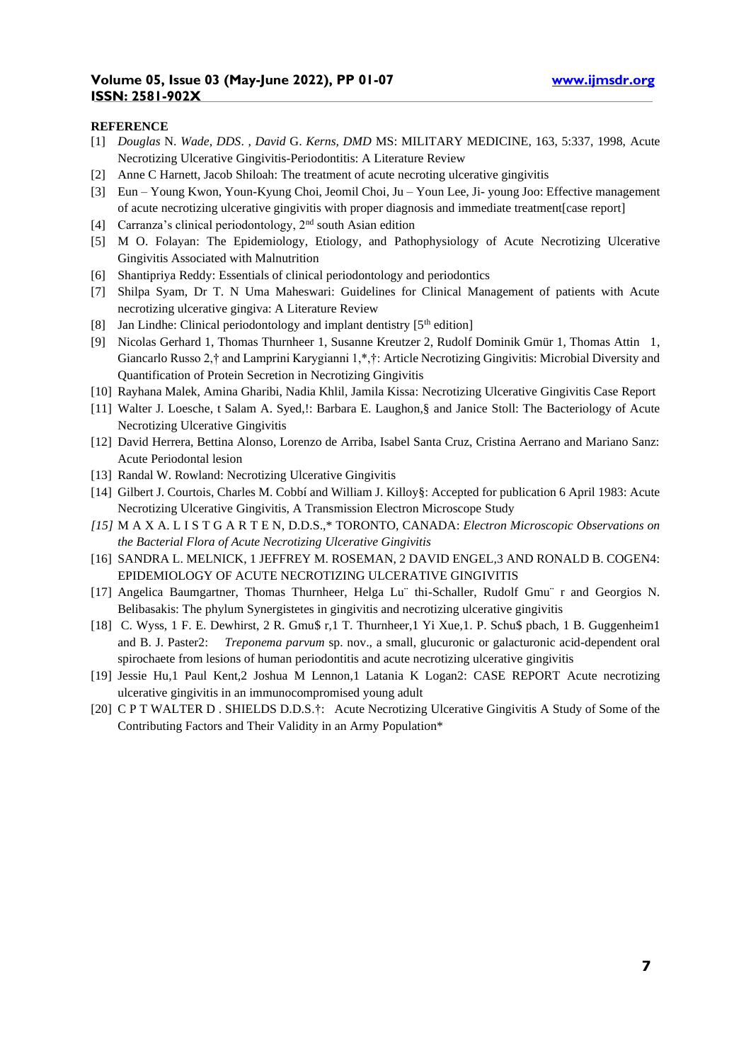**REFERENCE**

[1] *Douglas* N. *Wade, DDS*. , *David* G. *Kerns, DMD* MS: MILITARY MEDICINE, 163, 5:337, 1998, Acute Necrotizing Ulcerative Gingivitis-Periodontitis: A Literature Review

[2] Anne C Harnett, Jacob Shiloah: The treatment of acute necroting ulcerative gingivitis

[3] Eun – Young Kwon, Youn-Kyung Choi, Jeomil Choi, Ju – Youn Lee, Ji- young Joo: Effective management of acute necrotizing ulcerative gingivitis with proper diagnosis and immediate treatment[case report]

[4] Carranza's clinical periodontology, 2nd south Asian edition

[5] M O. Folayan: The Epidemiology, Etiology, and Pathophysiology of Acute Necrotizing Ulcerative Gingivitis Associated with Malnutrition

[6] Shantipriya Reddy: Essentials of clinical periodontology and periodontics

[7] Shilpa Syam, Dr T. N Uma Maheswari: Guidelines for Clinical Management of patients with Acute necrotizing ulcerative gingiva: A Literature Review

[8] Jan Lindhe: Clinical periodontology and implant dentistry [5th edition]

[9] Nicolas Gerhard 1, Thomas Thurnheer 1, Susanne Kreutzer 2, Rudolf Dominik Gmür 1, Thomas Attin 1, Giancarlo Russo 2,† and Lamprini Karygianni 1,*,†: Article Necrotizing Gingivitis: Microbial Diversity and Quantification of Protein Secretion in Necrotizing Gingivitis

[10] Rayhana Malek, Amina Gharibi, Nadia Khlil, Jamila Kissa: Necrotizing Ulcerative Gingivitis Case Report

[11] Walter J. Loesche, t Salam A. Syed,!: Barbara E. Laughon,§ and Janice Stoll: The Bacteriology of Acute Necrotizing Ulcerative Gingivitis

[12] David Herrera, Bettina Alonso, Lorenzo de Arriba, Isabel Santa Cruz, Cristina Aerrano and Mariano Sanz: Acute Periodontal lesion

[13] Randal W. Rowland: Necrotizing Ulcerative Gingivitis

[14] Gilbert J. Courtois, Charles M. Cobbí and William J. Killoy§: Accepted for publication 6 April 1983: Acute Necrotizing Ulcerative Gingivitis, A Transmission Electron Microscope Study

*[15]* M A X A. L I S T G A R T E N, D.D.S.,* TORONTO, CANADA: *Electron Microscopic Observations on the Bacterial Flora of Acute Necrotizing Ulcerative Gingivitis*

[16] SANDRA L. MELNICK, 1 JEFFREY M. ROSEMAN, 2 DAVID ENGEL,3 AND RONALD B. COGEN4: EPIDEMIOLOGY OF ACUTE NECROTIZING ULCERATIVE GINGIVITIS

[17] Angelica Baumgartner, Thomas Thurnheer, Helga Lu¨ thi-Schaller, Rudolf Gmu¨ r and Georgios N. Belibasakis: The phylum Synergistetes in gingivitis and necrotizing ulcerative gingivitis

[18] C. Wyss, 1 F. E. Dewhirst, 2 R. Gmu$ r,1 T. Thurnheer,1 Yi Xue,1. P. Schu$ pbach, 1 B. Guggenheim1 and B. J. Paster2: *Treponema parvum* sp. nov., a small, glucuronic or galacturonic acid-dependent oral spirochaete from lesions of human periodontitis and acute necrotizing ulcerative gingivitis

[19] Jessie Hu,1 Paul Kent,2 Joshua M Lennon,1 Latania K Logan2: CASE REPORT Acute necrotizing ulcerative gingivitis in an immunocompromised young adult

[20] C P T WALTER D . SHIELDS D.D.S.†: Acute Necrotizing Ulcerative Gingivitis A Study of Some of the Contributing Factors and Their Validity in an Army Population*